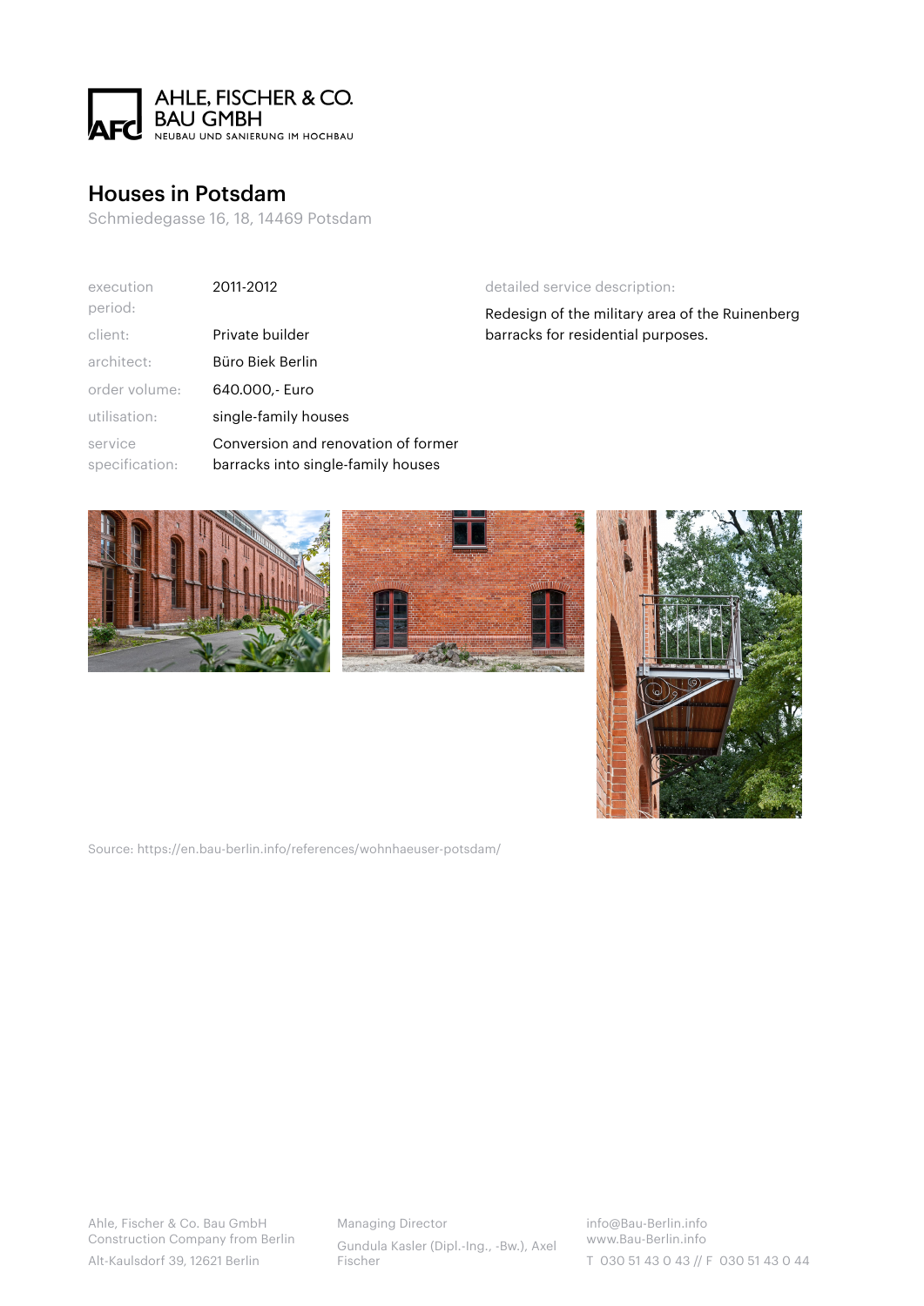AHLE, FISCHER & CO.
BAU GMBH
NEUBAU UND SANIERUNG IM HOCHBAU

# Houses in Potsdam

Schmiedegasse 16, 18, 14469 Potsdam

| | |
|---|---|
| execution period: | 2011-2012 |
| client: | Private builder |
| architect: | Büro Biek Berlin |
| order volume: | 640.000,- Euro |
| utilisation: | single-family houses |
| service specification: | Conversion and renovation of former barracks into single-family houses |

detailed service description:

Redesign of the military area of the Ruinenberg barracks for residential purposes.

Source: https://en.bau-berlin.info/references/wohnhaeuser-potsdam/

Ahle, Fischer & Co. Bau GmbH
Construction Company from Berlin
Alt-Kaulsdorf 39, 12621 Berlin

Managing Director
Gundula Kasler (Dipl.-Ing., -Bw.), Axel Fischer

info@Bau-Berlin.info
www.Bau-Berlin.info
T 030 51 43 0 43 // F 030 51 43 0 44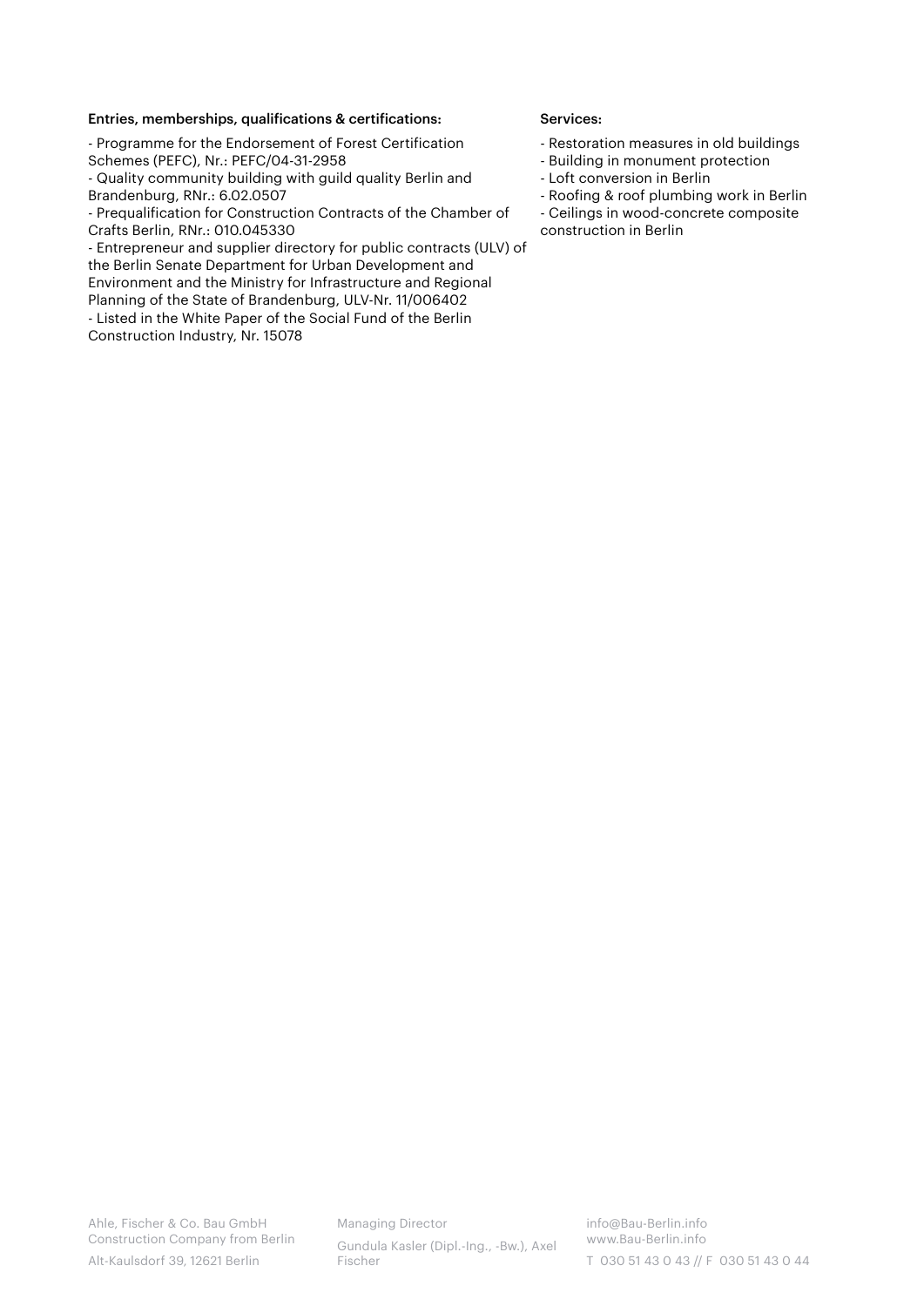**Entries, memberships, qualifications & certifications:**

- Programme for the Endorsement of Forest Certification Schemes (PEFC), Nr.: PEFC/04-31-2958
- Quality community building with guild quality Berlin and Brandenburg, RNr.: 6.02.0507
- Prequalification for Construction Contracts of the Chamber of Crafts Berlin, RNr.: 010.045330
- Entrepreneur and supplier directory for public contracts (ULV) of the Berlin Senate Department for Urban Development and Environment and the Ministry for Infrastructure and Regional Planning of the State of Brandenburg, ULV-Nr. 11/006402
- Listed in the White Paper of the Social Fund of the Berlin Construction Industry, Nr. 15078

**Services:**

- Restoration measures in old buildings
- Building in monument protection
- Loft conversion in Berlin
- Roofing & roof plumbing work in Berlin
- Ceilings in wood-concrete composite construction in Berlin

Ahle, Fischer & Co. Bau GmbH
Construction Company from Berlin
Alt-Kaulsdorf 39, 12621 Berlin

Managing Director
Gundula Kasler (Dipl.-Ing., -Bw.), Axel Fischer

info@Bau-Berlin.info
www.Bau-Berlin.info
T 030 51 43 0 43 // F 030 51 43 0 44